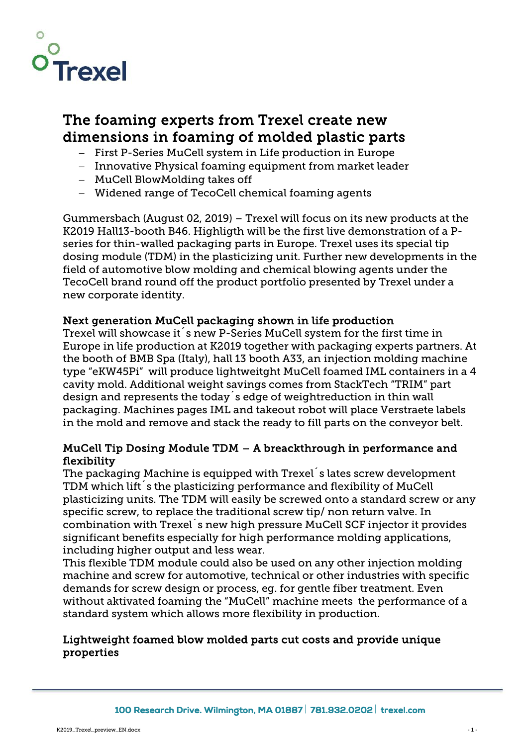Trexel

# The foaming experts from Trexel create new dimensions in foaming of molded plastic parts

- First P-Series MuCell system in Life production in Europe
- Innovative Physical foaming equipment from market leader
- MuCell BlowMolding takes off
- Widened range of TecoCell chemical foaming agents

Gummersbach (August 02, 2019) – Trexel will focus on its new products at the K2019 Hall13-booth B46. Highligth will be the first live demonstration of a P-series for thin-walled packaging parts in Europe. Trexel uses its special tip dosing module (TDM) in the plasticizing unit. Further new developments in the field of automotive blow molding and chemical blowing agents under the TecoCell brand round off the product portfolio presented by Trexel under a new corporate identity.

## Next generation MuCell packaging shown in life production

Trexel will showcase it´s new P-Series MuCell system for the first time in Europe in life production at K2019 together with packaging experts partners. At the booth of BMB Spa (Italy), hall 13 booth A33, an injection molding machine type "eKW45Pi" will produce lightweitght MuCell foamed IML containers in a 4 cavity mold. Additional weight savings comes from StackTech "TRIM" part design and represents the today´s edge of weightreduction in thin wall packaging. Machines pages IML and takeout robot will place Verstraete labels in the mold and remove and stack the ready to fill parts on the conveyor belt.

## MuCell Tip Dosing Module TDM – A breackthrough in performance and flexibility

The packaging Machine is equipped with Trexel´s lates screw development TDM which lift´s the plasticizing performance and flexibility of MuCell plasticizing units. The TDM will easily be screwed onto a standard screw or any specific screw, to replace the traditional screw tip/ non return valve. In combination with Trexel´s new high pressure MuCell SCF injector it provides significant benefits especially for high performance molding applications, including higher output and less wear.

This flexible TDM module could also be used on any other injection molding machine and screw for automotive, technical or other industries with specific demands for screw design or process, eg. for gentle fiber treatment. Even without aktivated foaming the "MuCell" machine meets the performance of a standard system which allows more flexibility in production.

## Lightweight foamed blow molded parts cut costs and provide unique properties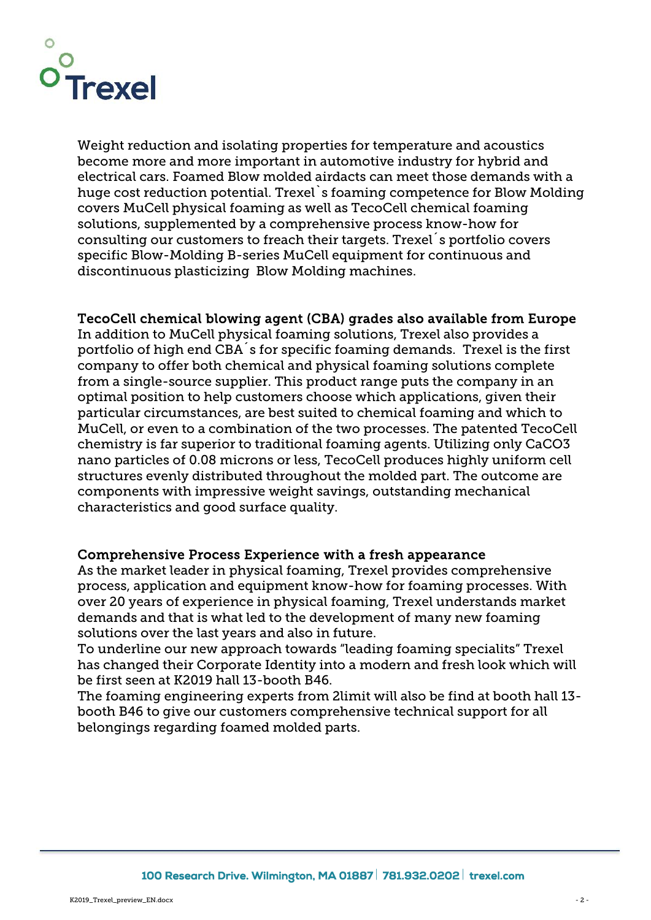Weight reduction and isolating properties for temperature and acoustics become more and more important in automotive industry for hybrid and electrical cars. Foamed Blow molded airdacts can meet those demands with a huge cost reduction potential. Trexel`s foaming competence for Blow Molding covers MuCell physical foaming as well as TecoCell chemical foaming solutions, supplemented by a comprehensive process know-how for consulting our customers to freach their targets. Trexel´s portfolio covers specific Blow-Molding B-series MuCell equipment for continuous and discontinuous plasticizing  Blow Molding machines.

**TecoCell chemical blowing agent (CBA) grades also available from Europe**
In addition to MuCell physical foaming solutions, Trexel also provides a portfolio of high end CBA´s for specific foaming demands.  Trexel is the first company to offer both chemical and physical foaming solutions complete from a single-source supplier. This product range puts the company in an optimal position to help customers choose which applications, given their particular circumstances, are best suited to chemical foaming and which to MuCell, or even to a combination of the two processes. The patented TecoCell chemistry is far superior to traditional foaming agents. Utilizing only $CaCO_3$ nano particles of 0.08 microns or less, TecoCell produces highly uniform cell structures evenly distributed throughout the molded part. The outcome are components with impressive weight savings, outstanding mechanical characteristics and good surface quality.

**Comprehensive Process Experience with a fresh appearance**
As the market leader in physical foaming, Trexel provides comprehensive process, application and equipment know-how for foaming processes. With over 20 years of experience in physical foaming, Trexel understands market demands and that is what led to the development of many new foaming solutions over the last years and also in future.
To underline our new approach towards "leading foaming specialits" Trexel has changed their Corporate Identity into a modern and fresh look which will be first seen at K2019 hall 13-booth B46.
The foaming engineering experts from 2limit will also be find at booth hall 13-booth B46 to give our customers comprehensive technical support for all belongings regarding foamed molded parts.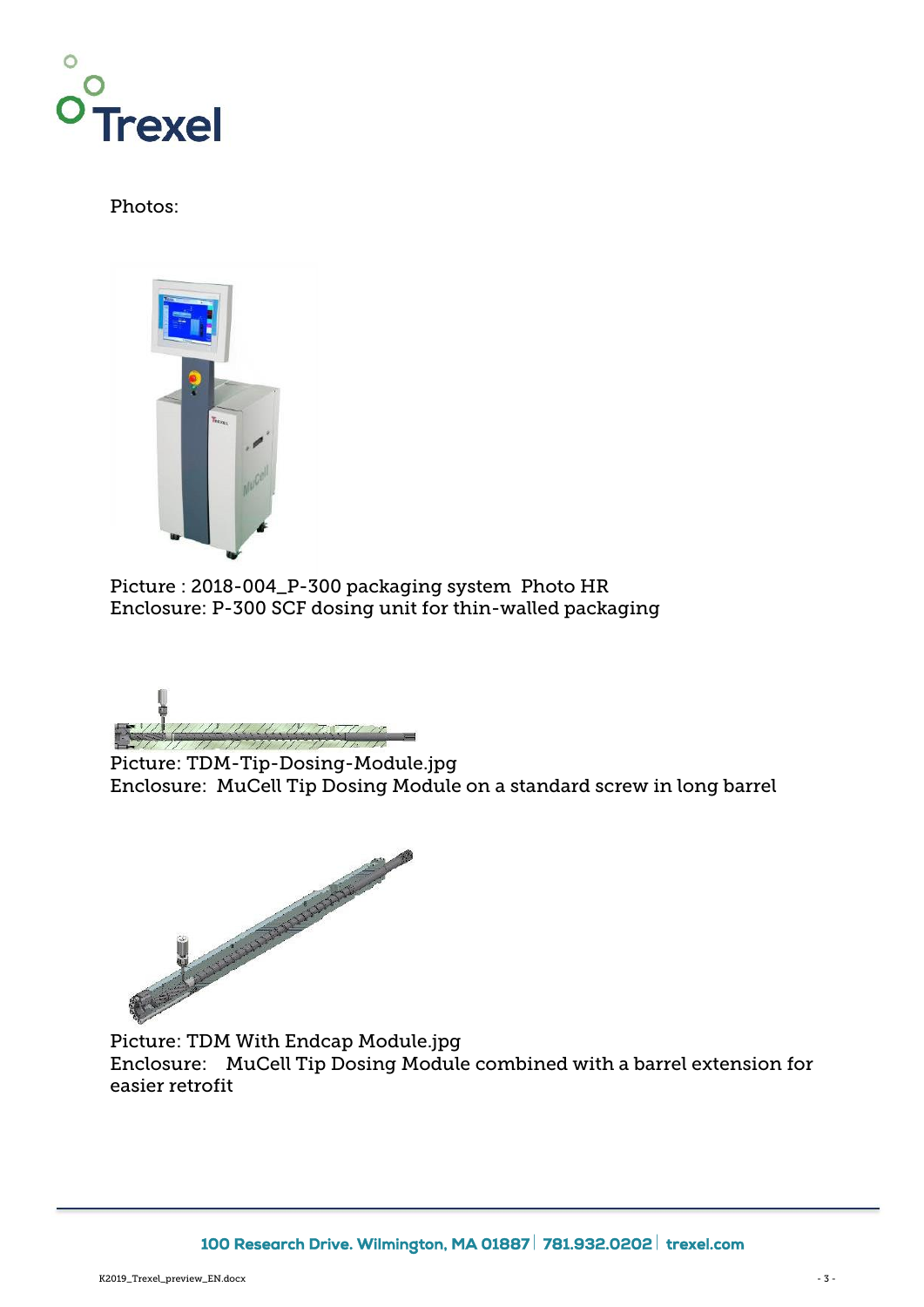Photos:

Picture : 2018-004_P-300 packaging system  Photo HR
Enclosure: P-300 SCF dosing unit for thin-walled packaging

Picture: TDM-Tip-Dosing-Module.jpg
Enclosure:  MuCell Tip Dosing Module on a standard screw in long barrel

Picture: TDM With Endcap Module.jpg
Enclosure:   MuCell Tip Dosing Module combined with a barrel extension for easier retrofit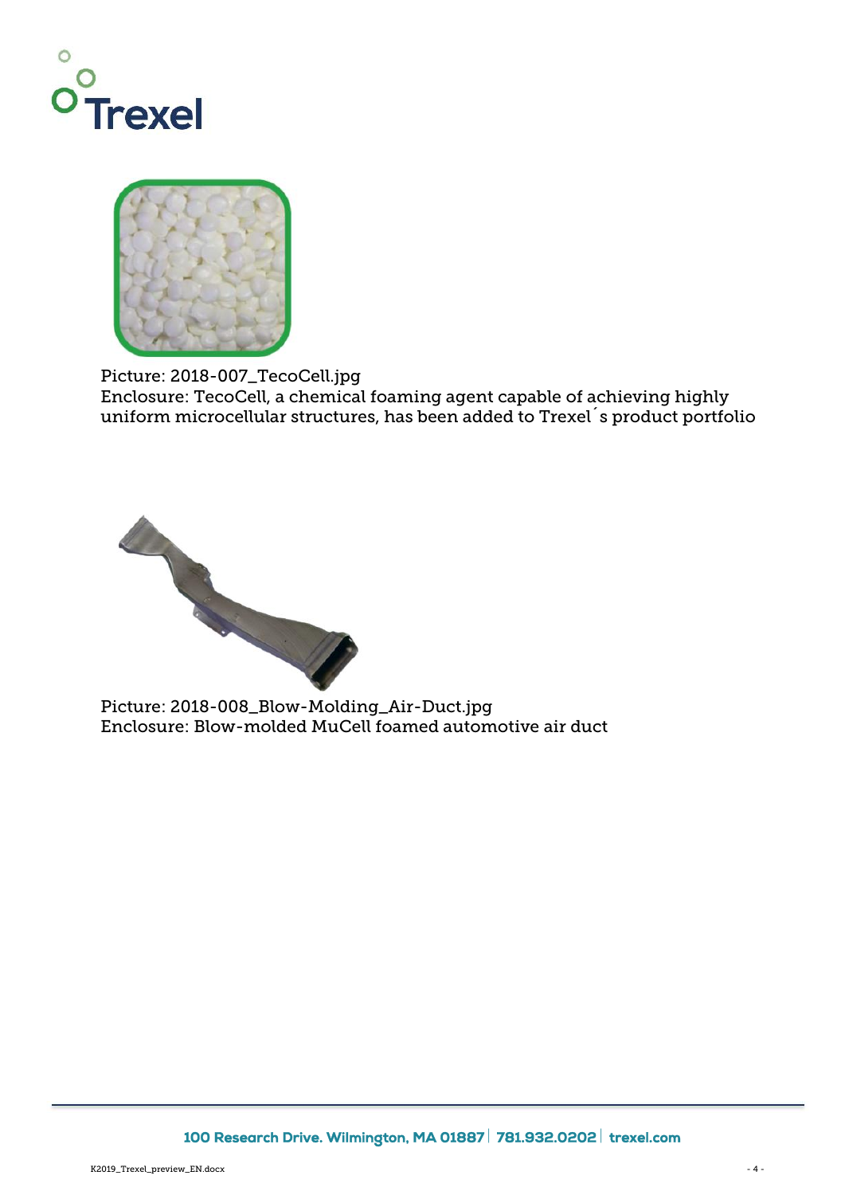Picture: 2018-007_TecoCell.jpg
Enclosure: TecoCell, a chemical foaming agent capable of achieving highly uniform microcellular structures, has been added to Trexel´s product portfolio

Picture: 2018-008_Blow-Molding_Air-Duct.jpg
Enclosure: Blow-molded MuCell foamed automotive air duct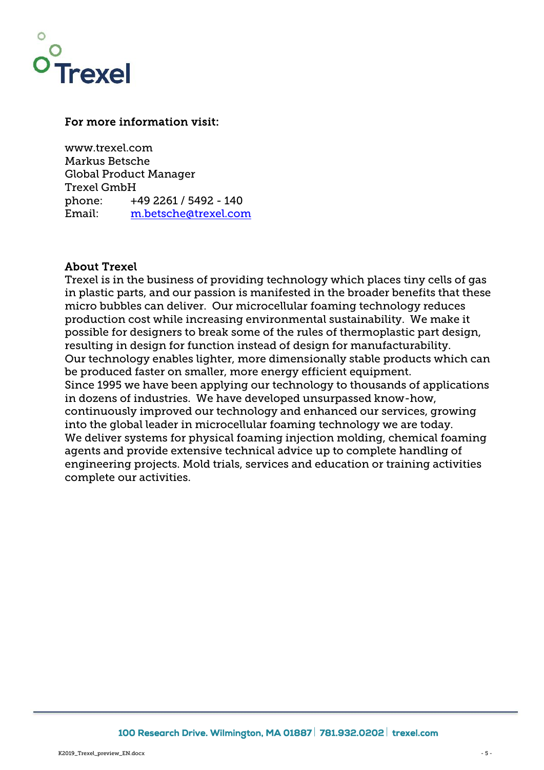**For more information visit:**

www.trexel.com
Markus Betsche
Global Product Manager
Trexel GmbH
phone: +49 2261 / 5492 - 140
Email: m.betsche@trexel.com

**About Trexel**

Trexel is in the business of providing technology which places tiny cells of gas in plastic parts, and our passion is manifested in the broader benefits that these micro bubbles can deliver. Our microcellular foaming technology reduces production cost while increasing environmental sustainability. We make it possible for designers to break some of the rules of thermoplastic part design, resulting in design for function instead of design for manufacturability.
Our technology enables lighter, more dimensionally stable products which can be produced faster on smaller, more energy efficient equipment.
Since 1995 we have been applying our technology to thousands of applications in dozens of industries. We have developed unsurpassed know-how, continuously improved our technology and enhanced our services, growing into the global leader in microcellular foaming technology we are today.
We deliver systems for physical foaming injection molding, chemical foaming agents and provide extensive technical advice up to complete handling of engineering projects. Mold trials, services and education or training activities complete our activities.